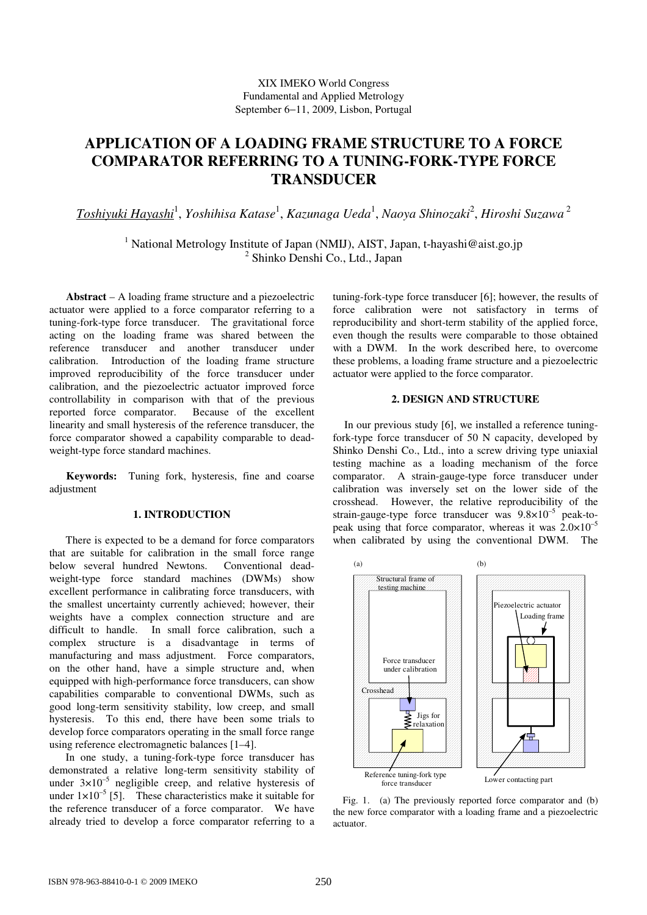XIX IMEKO World Congress
Fundamental and Applied Metrology
September 6−11, 2009, Lisbon, Portugal

# APPLICATION OF A LOADING FRAME STRUCTURE TO A FORCE COMPARATOR REFERRING TO A TUNING-FORK-TYPE FORCE TRANSDUCER

*Toshiyuki Hayashi*[1], *Yoshihisa Katase*[1], *Kazunaga Ueda*[1], *Naoya Shinozaki*[2], *Hiroshi Suzawa*[2]

[1] National Metrology Institute of Japan (NMIJ), AIST, Japan, t-hayashi@aist.go.jp
[2] Shinko Denshi Co., Ltd., Japan

**Abstract** – A loading frame structure and a piezoelectric actuator were applied to a force comparator referring to a tuning-fork-type force transducer. The gravitational force acting on the loading frame was shared between the reference transducer and another transducer under calibration. Introduction of the loading frame structure improved reproducibility of the force transducer under calibration, and the piezoelectric actuator improved force controllability in comparison with that of the previous reported force comparator. Because of the excellent linearity and small hysteresis of the reference transducer, the force comparator showed a capability comparable to dead-weight-type force standard machines.

**Keywords:** Tuning fork, hysteresis, fine and coarse adjustment

## 1. INTRODUCTION

There is expected to be a demand for force comparators that are suitable for calibration in the small force range below several hundred Newtons. Conventional dead-weight-type force standard machines (DWMs) show excellent performance in calibrating force transducers, with the smallest uncertainty currently achieved; however, their weights have a complex connection structure and are difficult to handle. In small force calibration, such a complex structure is a disadvantage in terms of manufacturing and mass adjustment. Force comparators, on the other hand, have a simple structure and, when equipped with high-performance force transducers, can show capabilities comparable to conventional DWMs, such as good long-term sensitivity stability, low creep, and small hysteresis. To this end, there have been some trials to develop force comparators operating in the small force range using reference electromagnetic balances [1–4].

In one study, a tuning-fork-type force transducer has demonstrated a relative long-term sensitivity stability of under $3\times10^{-5}$ negligible creep, and relative hysteresis of under $1\times10^{-5}$ [5]. These characteristics make it suitable for the reference transducer of a force comparator. We have already tried to develop a force comparator referring to a tuning-fork-type force transducer [6]; however, the results of force calibration were not satisfactory in terms of reproducibility and short-term stability of the applied force, even though the results were comparable to those obtained with a DWM. In the work described here, to overcome these problems, a loading frame structure and a piezoelectric actuator were applied to the force comparator.

## 2. DESIGN AND STRUCTURE

In our previous study [6], we installed a reference tuning-fork-type force transducer of 50 N capacity, developed by Shinko Denshi Co., Ltd., into a screw driving type uniaxial testing machine as a loading mechanism of the force comparator. A strain-gauge-type force transducer under calibration was inversely set on the lower side of the crosshead. However, the relative reproducibility of the strain-gauge-type force transducer was $9.8\times10^{-5}$ peak-to-peak using that force comparator, whereas it was $2.0\times10^{-5}$ when calibrated by using the conventional DWM. The

Fig. 1. (a) The previously reported force comparator and (b) the new force comparator with a loading frame and a piezoelectric actuator.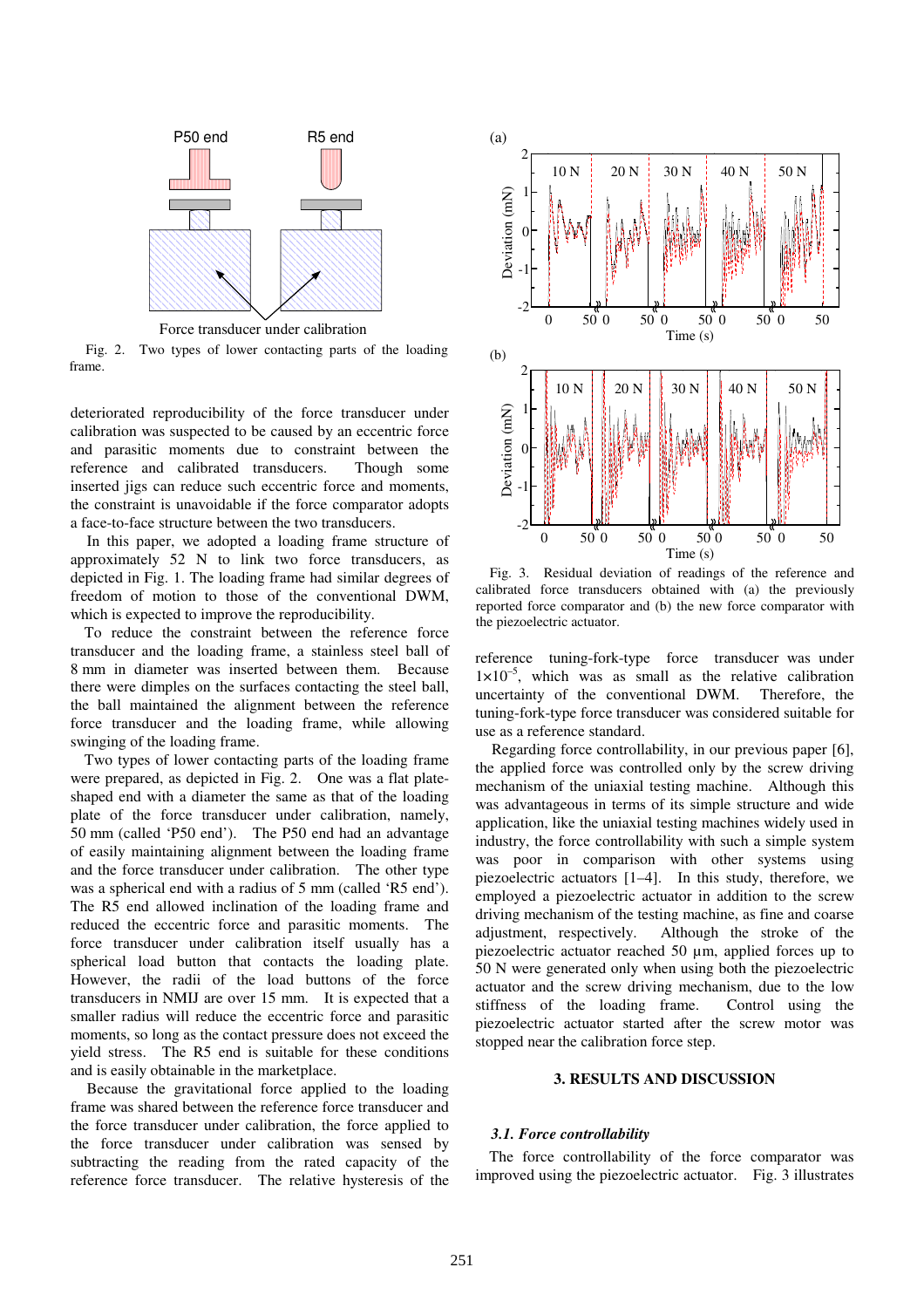Fig. 2. Two types of lower contacting parts of the loading frame.

deteriorated reproducibility of the force transducer under calibration was suspected to be caused by an eccentric force and parasitic moments due to constraint between the reference and calibrated transducers. Though some inserted jigs can reduce such eccentric force and moments, the constraint is unavoidable if the force comparator adopts a face-to-face structure between the two transducers.

In this paper, we adopted a loading frame structure of approximately 52 N to link two force transducers, as depicted in Fig. 1. The loading frame had similar degrees of freedom of motion to those of the conventional DWM, which is expected to improve the reproducibility.

To reduce the constraint between the reference force transducer and the loading frame, a stainless steel ball of 8 mm in diameter was inserted between them. Because there were dimples on the surfaces contacting the steel ball, the ball maintained the alignment between the reference force transducer and the loading frame, while allowing swinging of the loading frame.

Two types of lower contacting parts of the loading frame were prepared, as depicted in Fig. 2. One was a flat plate-shaped end with a diameter the same as that of the loading plate of the force transducer under calibration, namely, 50 mm (called 'P50 end'). The P50 end had an advantage of easily maintaining alignment between the loading frame and the force transducer under calibration. The other type was a spherical end with a radius of 5 mm (called 'R5 end'). The R5 end allowed inclination of the loading frame and reduced the eccentric force and parasitic moments. The force transducer under calibration itself usually has a spherical load button that contacts the loading plate. However, the radii of the load buttons of the force transducers in NMIJ are over 15 mm. It is expected that a smaller radius will reduce the eccentric force and parasitic moments, so long as the contact pressure does not exceed the yield stress. The R5 end is suitable for these conditions and is easily obtainable in the marketplace.

Because the gravitational force applied to the loading frame was shared between the reference force transducer and the force transducer under calibration, the force applied to the force transducer under calibration was sensed by subtracting the reading from the rated capacity of the reference force transducer. The relative hysteresis of the reference tuning-fork-type force transducer was under $1 \times 10^{-5}$, which was as small as the relative calibration uncertainty of the conventional DWM. Therefore, the tuning-fork-type force transducer was considered suitable for use as a reference standard.

Fig. 3. Residual deviation of readings of the reference and calibrated force transducers obtained with (a) the previously reported force comparator and (b) the new force comparator with the piezoelectric actuator.

Regarding force controllability, in our previous paper [6], the applied force was controlled only by the screw driving mechanism of the uniaxial testing machine. Although this was advantageous in terms of its simple structure and wide application, like the uniaxial testing machines widely used in industry, the force controllability with such a simple system was poor in comparison with other systems using piezoelectric actuators [1–4]. In this study, therefore, we employed a piezoelectric actuator in addition to the screw driving mechanism of the testing machine, as fine and coarse adjustment, respectively. Although the stroke of the piezoelectric actuator reached 50 µm, applied forces up to 50 N were generated only when using both the piezoelectric actuator and the screw driving mechanism, due to the low stiffness of the loading frame. Control using the piezoelectric actuator started after the screw motor was stopped near the calibration force step.

## 3. RESULTS AND DISCUSSION

### *3.1. Force controllability*

The force controllability of the force comparator was improved using the piezoelectric actuator. Fig. 3 illustrates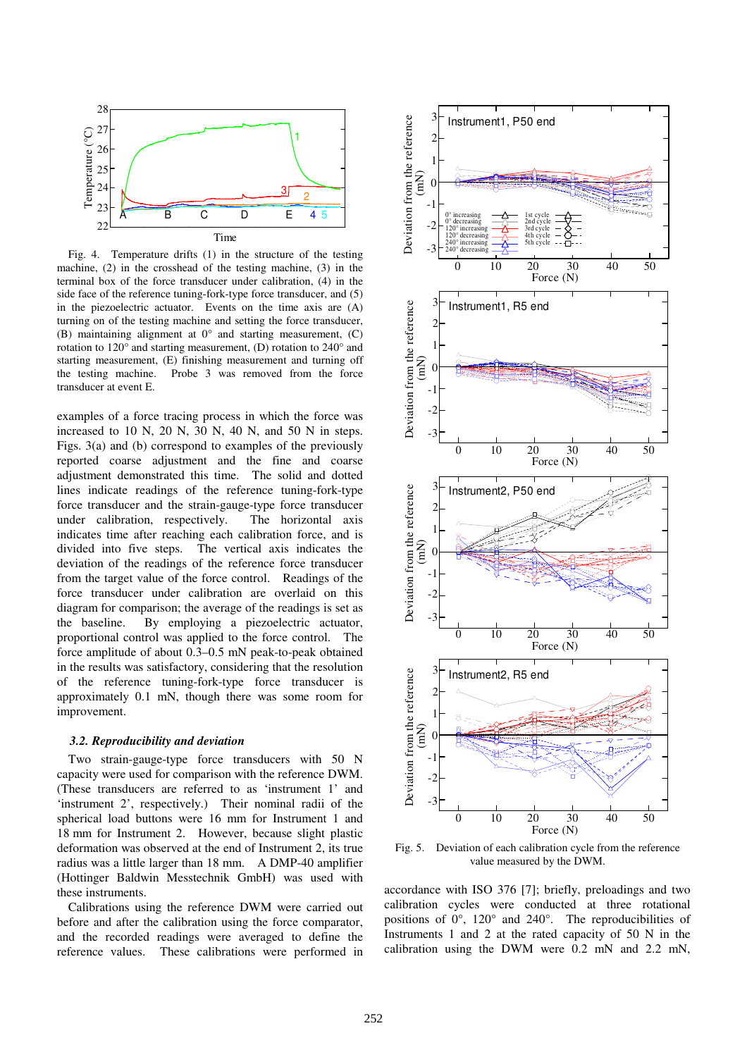Fig. 4. Temperature drifts (1) in the structure of the testing machine, (2) in the crosshead of the testing machine, (3) in the terminal box of the force transducer under calibration, (4) in the side face of the reference tuning-fork-type force transducer, and (5) in the piezoelectric actuator. Events on the time axis are (A) turning on of the testing machine and setting the force transducer, (B) maintaining alignment at 0° and starting measurement, (C) rotation to 120° and starting measurement, (D) rotation to 240° and starting measurement, (E) finishing measurement and turning off the testing machine. Probe 3 was removed from the force transducer at event E.

examples of a force tracing process in which the force was increased to 10 N, 20 N, 30 N, 40 N, and 50 N in steps. Figs. 3(a) and (b) correspond to examples of the previously reported coarse adjustment and the fine and coarse adjustment demonstrated this time. The solid and dotted lines indicate readings of the reference tuning-fork-type force transducer and the strain-gauge-type force transducer under calibration, respectively. The horizontal axis indicates time after reaching each calibration force, and is divided into five steps. The vertical axis indicates the deviation of the readings of the reference force transducer from the target value of the force control. Readings of the force transducer under calibration are overlaid on this diagram for comparison; the average of the readings is set as the baseline. By employing a piezoelectric actuator, proportional control was applied to the force control. The force amplitude of about 0.3–0.5 mN peak-to-peak obtained in the results was satisfactory, considering that the resolution of the reference tuning-fork-type force transducer is approximately 0.1 mN, though there was some room for improvement.

### *3.2. Reproducibility and deviation*

Two strain-gauge-type force transducers with 50 N capacity were prepared for comparison with the reference DWM. (These transducers are referred to as ‘instrument 1’ and ‘instrument 2’, respectively.) Their nominal radii of the spherical load buttons were 16 mm for Instrument 1 and 18 mm for Instrument 2. However, because slight plastic deformation was observed at the end of Instrument 2, its true radius was a little larger than 18 mm. A DMP-40 amplifier (Hottinger Baldwin Messtechnik GmbH) was used with these instruments.

Calibrations using the reference DWM were carried out before and after the calibration using the force comparator, and the recorded readings were averaged to define the reference values. These calibrations were performed in accordance with ISO 376 [7]; briefly, preloadings and two calibration cycles were conducted at three rotational positions of 0°, 120° and 240°. The reproducibilities of Instruments 1 and 2 at the rated capacity of 50 N in the calibration using the DWM were 0.2 mN and 2.2 mN,

Fig. 5. Deviation of each calibration cycle from the reference value measured by the DWM.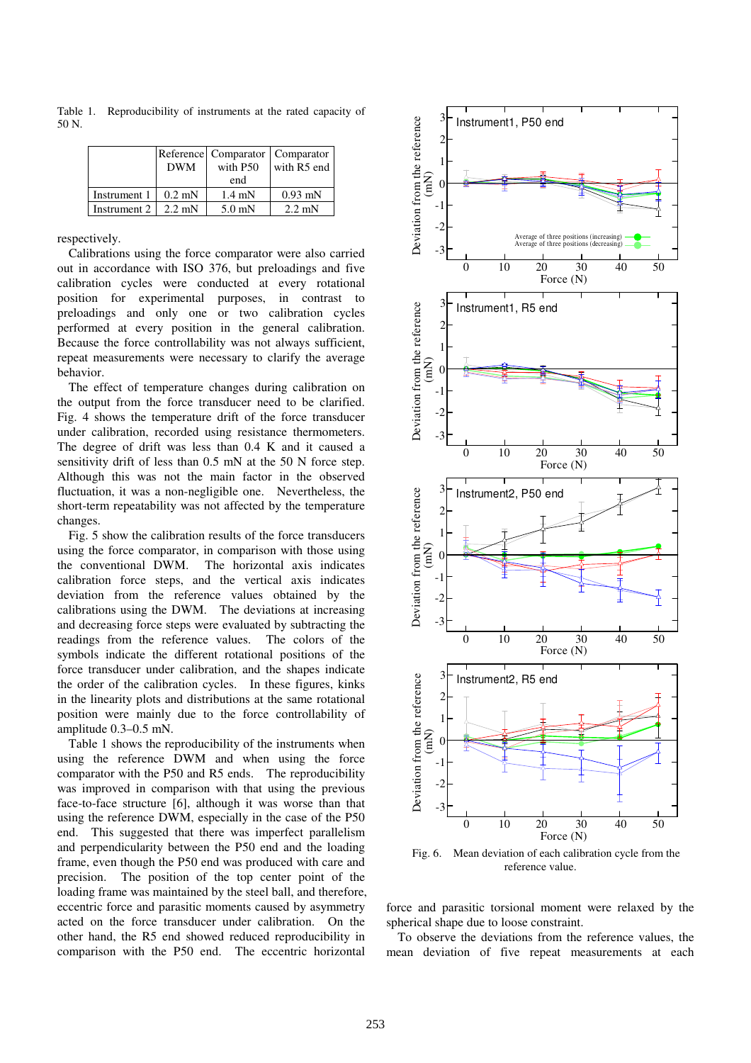Table 1. Reproducibility of instruments at the rated capacity of 50 N.

| | Reference DWM | Comparator with P50 end | Comparator with R5 end |
|---|---|---|---|
| Instrument 1 | 0.2 mN | 1.4 mN | 0.93 mN |
| Instrument 2 | 2.2 mN | 5.0 mN | 2.2 mN |

respectively.

Calibrations using the force comparator were also carried out in accordance with ISO 376, but preloadings and five calibration cycles were conducted at every rotational position for experimental purposes, in contrast to preloadings and only one or two calibration cycles performed at every position in the general calibration. Because the force controllability was not always sufficient, repeat measurements were necessary to clarify the average behavior.

The effect of temperature changes during calibration on the output from the force transducer need to be clarified. Fig. 4 shows the temperature drift of the force transducer under calibration, recorded using resistance thermometers. The degree of drift was less than 0.4 K and it caused a sensitivity drift of less than 0.5 mN at the 50 N force step. Although this was not the main factor in the observed fluctuation, it was a non-negligible one. Nevertheless, the short-term repeatability was not affected by the temperature changes.

Fig. 5 show the calibration results of the force transducers using the force comparator, in comparison with those using the conventional DWM. The horizontal axis indicates calibration force steps, and the vertical axis indicates deviation from the reference values obtained by the calibrations using the DWM. The deviations at increasing and decreasing force steps were evaluated by subtracting the readings from the reference values. The colors of the symbols indicate the different rotational positions of the force transducer under calibration, and the shapes indicate the order of the calibration cycles. In these figures, kinks in the linearity plots and distributions at the same rotational position were mainly due to the force controllability of amplitude 0.3–0.5 mN.

Table 1 shows the reproducibility of the instruments when using the reference DWM and when using the force comparator with the P50 and R5 ends. The reproducibility was improved in comparison with that using the previous face-to-face structure [6], although it was worse than that using the reference DWM, especially in the case of the P50 end. This suggested that there was imperfect parallelism and perpendicularity between the P50 end and the loading frame, even though the P50 end was produced with care and precision. The position of the top center point of the loading frame was maintained by the steel ball, and therefore, eccentric force and parasitic moments caused by asymmetry acted on the force transducer under calibration. On the other hand, the R5 end showed reduced reproducibility in comparison with the P50 end. The eccentric horizontal force and parasitic torsional moment were relaxed by the spherical shape due to loose constraint.

Fig. 6. Mean deviation of each calibration cycle from the reference value.

To observe the deviations from the reference values, the mean deviation of five repeat measurements at each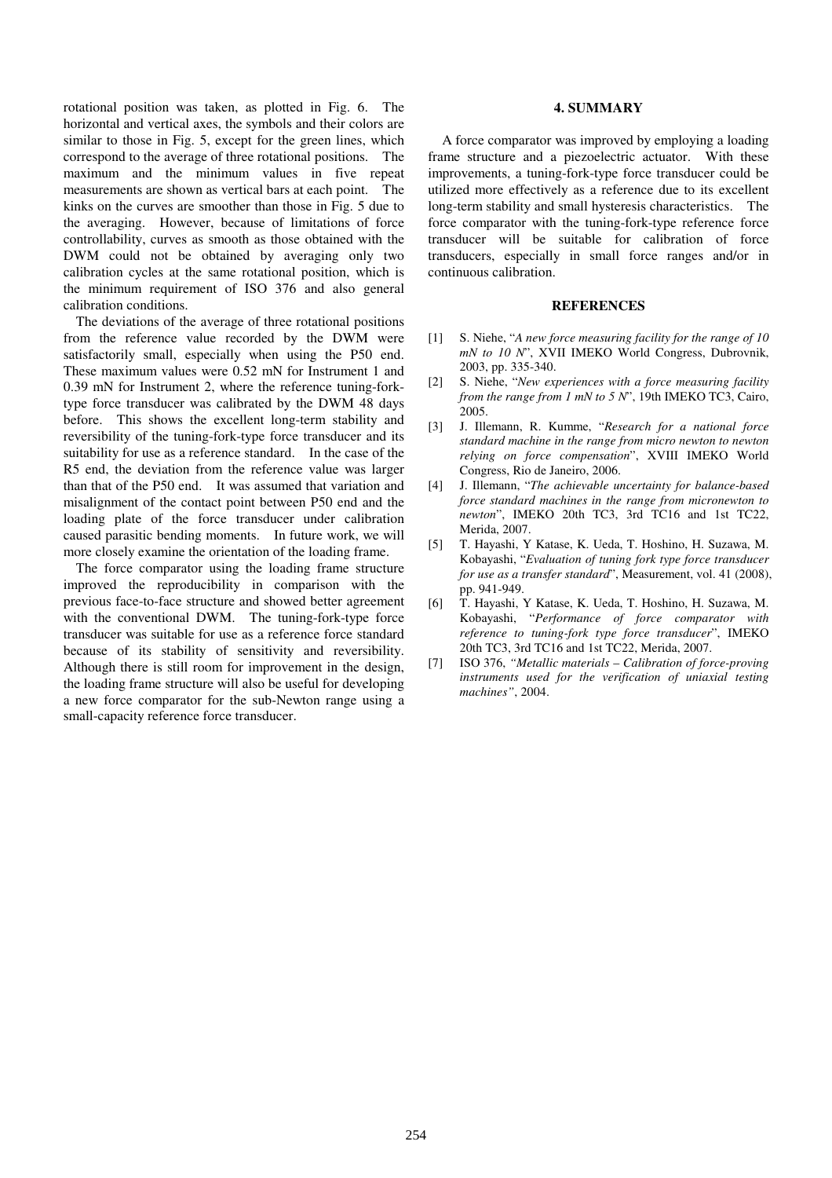rotational position was taken, as plotted in Fig. 6. The horizontal and vertical axes, the symbols and their colors are similar to those in Fig. 5, except for the green lines, which correspond to the average of three rotational positions. The maximum and the minimum values in five repeat measurements are shown as vertical bars at each point. The kinks on the curves are smoother than those in Fig. 5 due to the averaging. However, because of limitations of force controllability, curves as smooth as those obtained with the DWM could not be obtained by averaging only two calibration cycles at the same rotational position, which is the minimum requirement of ISO 376 and also general calibration conditions.

The deviations of the average of three rotational positions from the reference value recorded by the DWM were satisfactorily small, especially when using the P50 end. These maximum values were 0.52 mN for Instrument 1 and 0.39 mN for Instrument 2, where the reference tuning-fork-type force transducer was calibrated by the DWM 48 days before. This shows the excellent long-term stability and reversibility of the tuning-fork-type force transducer and its suitability for use as a reference standard. In the case of the R5 end, the deviation from the reference value was larger than that of the P50 end. It was assumed that variation and misalignment of the contact point between P50 end and the loading plate of the force transducer under calibration caused parasitic bending moments. In future work, we will more closely examine the orientation of the loading frame.

The force comparator using the loading frame structure improved the reproducibility in comparison with the previous face-to-face structure and showed better agreement with the conventional DWM. The tuning-fork-type force transducer was suitable for use as a reference force standard because of its stability of sensitivity and reversibility. Although there is still room for improvement in the design, the loading frame structure will also be useful for developing a new force comparator for the sub-Newton range using a small-capacity reference force transducer.

## 4. SUMMARY

A force comparator was improved by employing a loading frame structure and a piezoelectric actuator. With these improvements, a tuning-fork-type force transducer could be utilized more effectively as a reference due to its excellent long-term stability and small hysteresis characteristics. The force comparator with the tuning-fork-type reference force transducer will be suitable for calibration of force transducers, especially in small force ranges and/or in continuous calibration.

## REFERENCES

[1] S. Niehe, "*A new force measuring facility for the range of 10 mN to 10 N*", XVII IMEKO World Congress, Dubrovnik, 2003, pp. 335-340.

[2] S. Niehe, "*New experiences with a force measuring facility from the range from 1 mN to 5 N*", 19th IMEKO TC3, Cairo, 2005.

[3] J. Illemann, R. Kumme, "*Research for a national force standard machine in the range from micro newton to newton relying on force compensation*", XVIII IMEKO World Congress, Rio de Janeiro, 2006.

[4] J. Illemann, "*The achievable uncertainty for balance-based force standard machines in the range from micronewton to newton*", IMEKO 20th TC3, 3rd TC16 and 1st TC22, Merida, 2007.

[5] T. Hayashi, Y Katase, K. Ueda, T. Hoshino, H. Suzawa, M. Kobayashi, "*Evaluation of tuning fork type force transducer for use as a transfer standard*", Measurement, vol. 41 (2008), pp. 941-949.

[6] T. Hayashi, Y Katase, K. Ueda, T. Hoshino, H. Suzawa, M. Kobayashi, "*Performance of force comparator with reference to tuning-fork type force transducer*", IMEKO 20th TC3, 3rd TC16 and 1st TC22, Merida, 2007.

[7] ISO 376, *"Metallic materials – Calibration of force-proving instruments used for the verification of uniaxial testing machines"*, 2004.